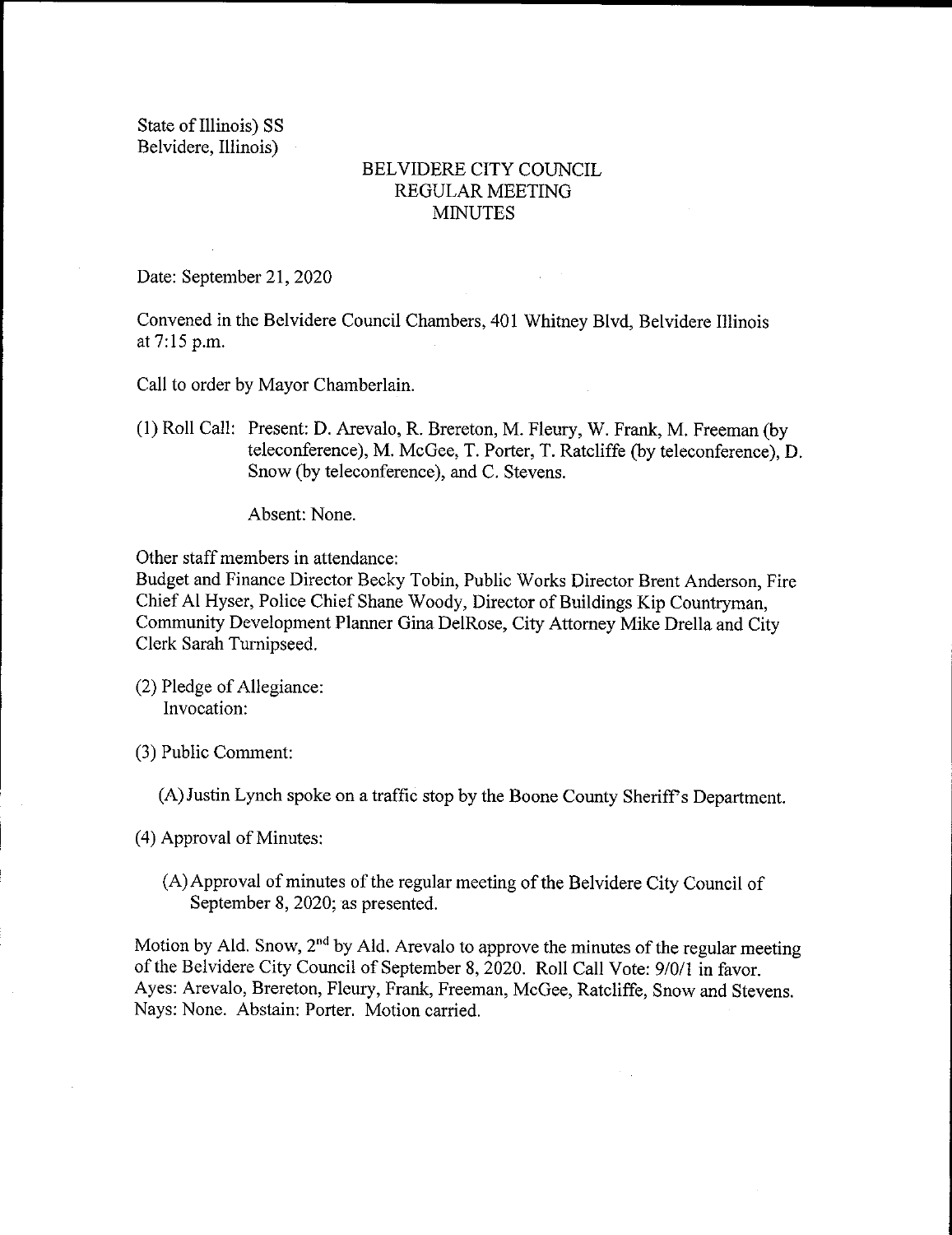State of Illinois) SS
Belvidere, Illinois)

# BELVIDERE CITY COUNCIL
## REGULAR MEETING
## MINUTES

Date: September 21, 2020

Convened in the Belvidere Council Chambers, 401 Whitney Blvd, Belvidere Illinois at 7:15 p.m.

Call to order by Mayor Chamberlain.

(1) Roll Call: Present: D. Arevalo, R. Brereton, M. Fleury, W. Frank, M. Freeman (by teleconference), M. McGee, T. Porter, T. Ratcliffe (by teleconference), D. Snow (by teleconference), and C. Stevens.

Absent: None.

Other staff members in attendance:
Budget and Finance Director Becky Tobin, Public Works Director Brent Anderson, Fire Chief Al Hyser, Police Chief Shane Woody, Director of Buildings Kip Countryman, Community Development Planner Gina DelRose, City Attorney Mike Drella and City Clerk Sarah Turnipseed.

(2) Pledge of Allegiance:
Invocation:

(3) Public Comment:

(A) Justin Lynch spoke on a traffic stop by the Boone County Sheriff's Department.

(4) Approval of Minutes:

(A) Approval of minutes of the regular meeting of the Belvidere City Council of September 8, 2020; as presented.

Motion by Ald. Snow, 2nd by Ald. Arevalo to approve the minutes of the regular meeting of the Belvidere City Council of September 8, 2020. Roll Call Vote: 9/0/1 in favor. Ayes: Arevalo, Brereton, Fleury, Frank, Freeman, McGee, Ratcliffe, Snow and Stevens. Nays: None. Abstain: Porter. Motion carried.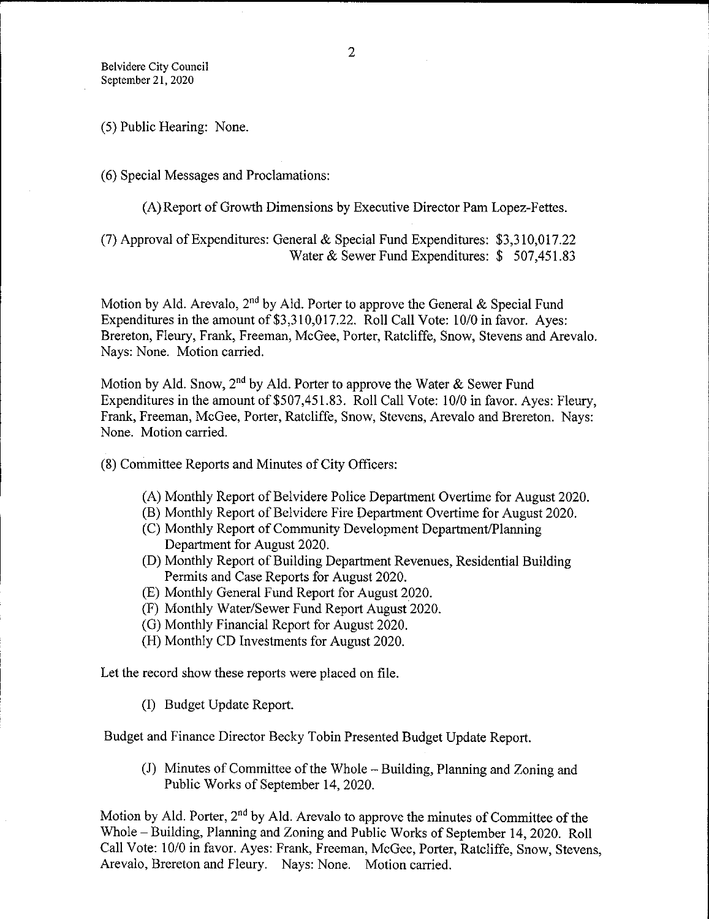(5) Public Hearing: None.

(6) Special Messages and Proclamations:

(A) Report of Growth Dimensions by Executive Director Pam Lopez-Fettes.

(7) Approval of Expenditures: General & Special Fund Expenditures: $3,310,017.22
Water & Sewer Fund Expenditures: $ 507,451.83

Motion by Ald. Arevalo, 2nd by Ald. Porter to approve the General & Special Fund Expenditures in the amount of $3,310,017.22. Roll Call Vote: 10/0 in favor. Ayes: Brereton, Fleury, Frank, Freeman, McGee, Porter, Ratcliffe, Snow, Stevens and Arevalo. Nays: None. Motion carried.

Motion by Ald. Snow, 2nd by Ald. Porter to approve the Water & Sewer Fund Expenditures in the amount of $507,451.83. Roll Call Vote: 10/0 in favor. Ayes: Fleury, Frank, Freeman, McGee, Porter, Ratcliffe, Snow, Stevens, Arevalo and Brereton. Nays: None. Motion carried.

(8) Committee Reports and Minutes of City Officers:

(A) Monthly Report of Belvidere Police Department Overtime for August 2020.
(B) Monthly Report of Belvidere Fire Department Overtime for August 2020.
(C) Monthly Report of Community Development Department/Planning Department for August 2020.
(D) Monthly Report of Building Department Revenues, Residential Building Permits and Case Reports for August 2020.
(E) Monthly General Fund Report for August 2020.
(F) Monthly Water/Sewer Fund Report August 2020.
(G) Monthly Financial Report for August 2020.
(H) Monthly CD Investments for August 2020.

Let the record show these reports were placed on file.

(I) Budget Update Report.

Budget and Finance Director Becky Tobin Presented Budget Update Report.

(J) Minutes of Committee of the Whole – Building, Planning and Zoning and Public Works of September 14, 2020.

Motion by Ald. Porter, 2nd by Ald. Arevalo to approve the minutes of Committee of the Whole – Building, Planning and Zoning and Public Works of September 14, 2020. Roll Call Vote: 10/0 in favor. Ayes: Frank, Freeman, McGee, Porter, Ratcliffe, Snow, Stevens, Arevalo, Brereton and Fleury. Nays: None. Motion carried.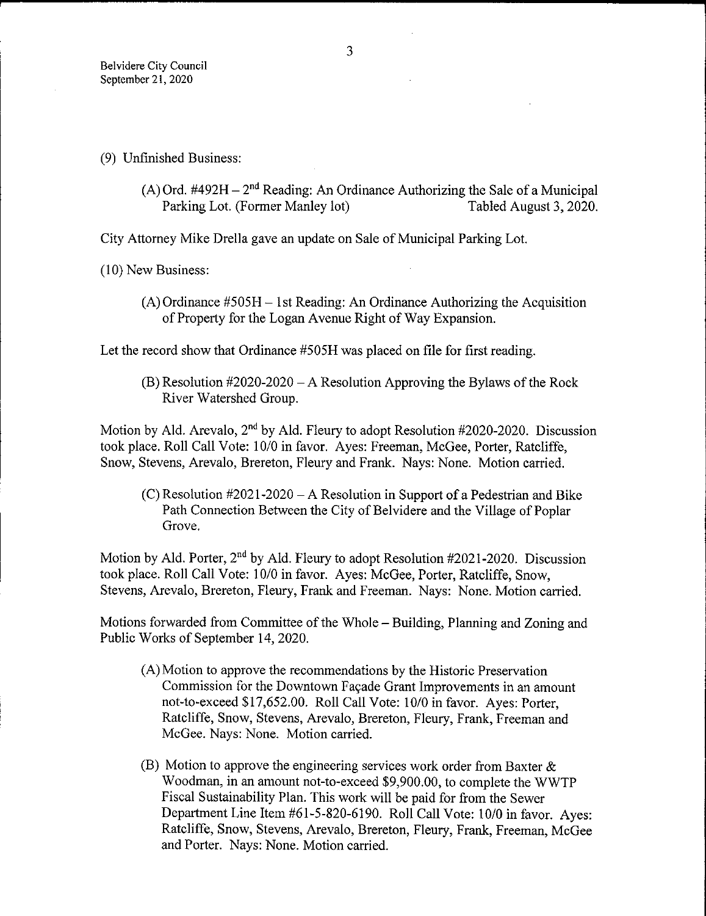(9) Unfinished Business:

(A) Ord. #492H – 2nd Reading: An Ordinance Authorizing the Sale of a Municipal Parking Lot. (Former Manley lot) Tabled August 3, 2020.

City Attorney Mike Drella gave an update on Sale of Municipal Parking Lot.

(10) New Business:

(A) Ordinance #505H – 1st Reading: An Ordinance Authorizing the Acquisition of Property for the Logan Avenue Right of Way Expansion.

Let the record show that Ordinance #505H was placed on file for first reading.

(B) Resolution #2020-2020 – A Resolution Approving the Bylaws of the Rock River Watershed Group.

Motion by Ald. Arevalo, 2nd by Ald. Fleury to adopt Resolution #2020-2020. Discussion took place. Roll Call Vote: 10/0 in favor. Ayes: Freeman, McGee, Porter, Ratcliffe, Snow, Stevens, Arevalo, Brereton, Fleury and Frank. Nays: None. Motion carried.

(C) Resolution #2021-2020 – A Resolution in Support of a Pedestrian and Bike Path Connection Between the City of Belvidere and the Village of Poplar Grove.

Motion by Ald. Porter, 2nd by Ald. Fleury to adopt Resolution #2021-2020. Discussion took place. Roll Call Vote: 10/0 in favor. Ayes: McGee, Porter, Ratcliffe, Snow, Stevens, Arevalo, Brereton, Fleury, Frank and Freeman. Nays: None. Motion carried.

Motions forwarded from Committee of the Whole – Building, Planning and Zoning and Public Works of September 14, 2020.

(A) Motion to approve the recommendations by the Historic Preservation Commission for the Downtown Façade Grant Improvements in an amount not-to-exceed $17,652.00. Roll Call Vote: 10/0 in favor. Ayes: Porter, Ratcliffe, Snow, Stevens, Arevalo, Brereton, Fleury, Frank, Freeman and McGee. Nays: None. Motion carried.

(B) Motion to approve the engineering services work order from Baxter & Woodman, in an amount not-to-exceed $9,900.00, to complete the WWTP Fiscal Sustainability Plan. This work will be paid for from the Sewer Department Line Item #61-5-820-6190. Roll Call Vote: 10/0 in favor. Ayes: Ratcliffe, Snow, Stevens, Arevalo, Brereton, Fleury, Frank, Freeman, McGee and Porter. Nays: None. Motion carried.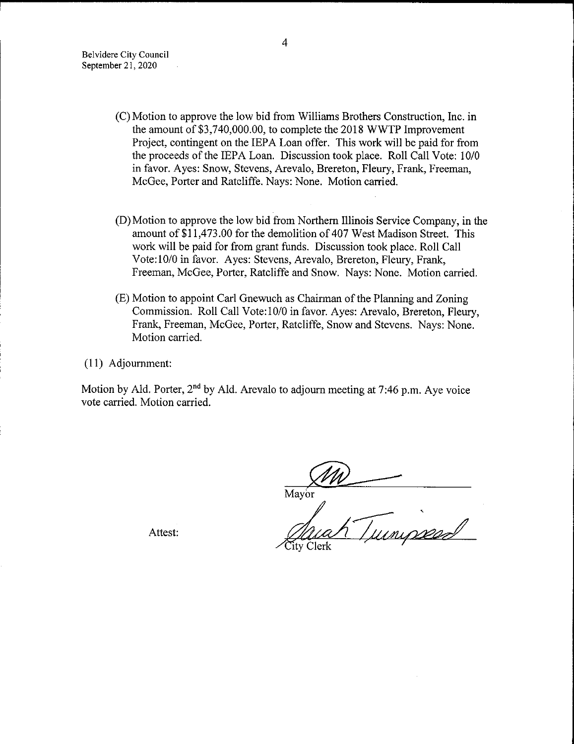(C) Motion to approve the low bid from Williams Brothers Construction, Inc. in the amount of $3,740,000.00, to complete the 2018 WWTP Improvement Project, contingent on the IEPA Loan offer. This work will be paid for from the proceeds of the IEPA Loan. Discussion took place. Roll Call Vote: 10/0 in favor. Ayes: Snow, Stevens, Arevalo, Brereton, Fleury, Frank, Freeman, McGee, Porter and Ratcliffe. Nays: None. Motion carried.

(D) Motion to approve the low bid from Northern Illinois Service Company, in the amount of $11,473.00 for the demolition of 407 West Madison Street. This work will be paid for from grant funds. Discussion took place. Roll Call Vote:10/0 in favor. Ayes: Stevens, Arevalo, Brereton, Fleury, Frank, Freeman, McGee, Porter, Ratcliffe and Snow. Nays: None. Motion carried.

(E) Motion to appoint Carl Gnewuch as Chairman of the Planning and Zoning Commission. Roll Call Vote:10/0 in favor. Ayes: Arevalo, Brereton, Fleury, Frank, Freeman, McGee, Porter, Ratcliffe, Snow and Stevens. Nays: None. Motion carried.

(11) Adjournment:

Motion by Ald. Porter, 2nd by Ald. Arevalo to adjourn meeting at 7:46 p.m. Aye voice vote carried. Motion carried.

Mayor

Attest:

City Clerk